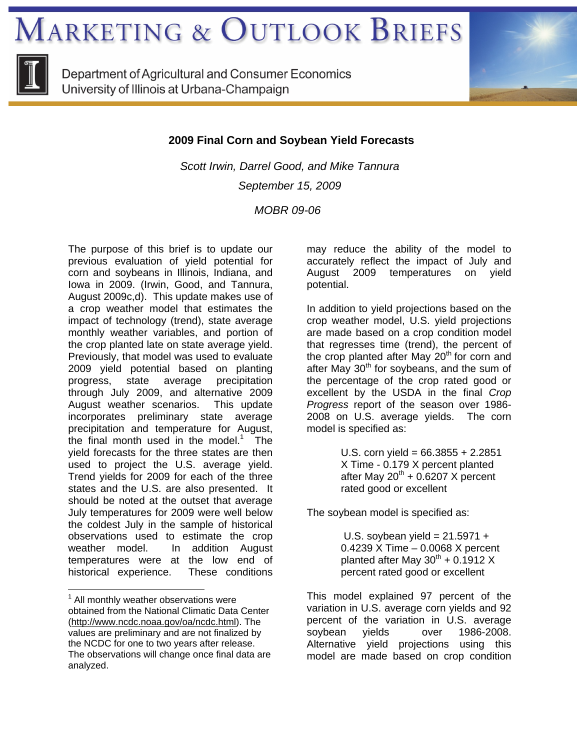# MARKETING & OUTLOOK BRIEFS

Department of Agricultural and Consumer Economics
University of Illinois at Urbana-Champaign

## 2009 Final Corn and Soybean Yield Forecasts

*Scott Irwin, Darrel Good, and Mike Tannura*

*September 15, 2009*

*MOBR 09-06*

The purpose of this brief is to update our previous evaluation of yield potential for corn and soybeans in Illinois, Indiana, and Iowa in 2009. (Irwin, Good, and Tannura, August 2009c,d). This update makes use of a crop weather model that estimates the impact of technology (trend), state average monthly weather variables, and portion of the crop planted late on state average yield. Previously, that model was used to evaluate 2009 yield potential based on planting progress, state average precipitation through July 2009, and alternative 2009 August weather scenarios. This update incorporates preliminary state average precipitation and temperature for August, the final month used in the model.[1] The yield forecasts for the three states are then used to project the U.S. average yield. Trend yields for 2009 for each of the three states and the U.S. are also presented. It should be noted at the outset that average July temperatures for 2009 were well below the coldest July in the sample of historical observations used to estimate the crop weather model. In addition August temperatures were at the low end of historical experience. These conditions may reduce the ability of the model to accurately reflect the impact of July and August 2009 temperatures on yield potential.

In addition to yield projections based on the crop weather model, U.S. yield projections are made based on a crop condition model that regresses time (trend), the percent of the crop planted after May 20th for corn and after May 30th for soybeans, and the sum of the percentage of the crop rated good or excellent by the USDA in the final *Crop Progress* report of the season over 1986-2008 on U.S. average yields. The corn model is specified as:

> U.S. corn yield = 66.3855 + 2.2851 X Time - 0.179 X percent planted after May 20th + 0.6207 X percent rated good or excellent

The soybean model is specified as:

> U.S. soybean yield = 21.5971 + 0.4239 X Time – 0.0068 X percent planted after May 30th + 0.1912 X percent rated good or excellent

This model explained 97 percent of the variation in U.S. average corn yields and 92 percent of the variation in U.S. average soybean yields over 1986-2008. Alternative yield projections using this model are made based on crop condition

[1] All monthly weather observations were obtained from the National Climatic Data Center (http://www.ncdc.noaa.gov/oa/ncdc.html). The values are preliminary and are not finalized by the NCDC for one to two years after release. The observations will change once final data are analyzed.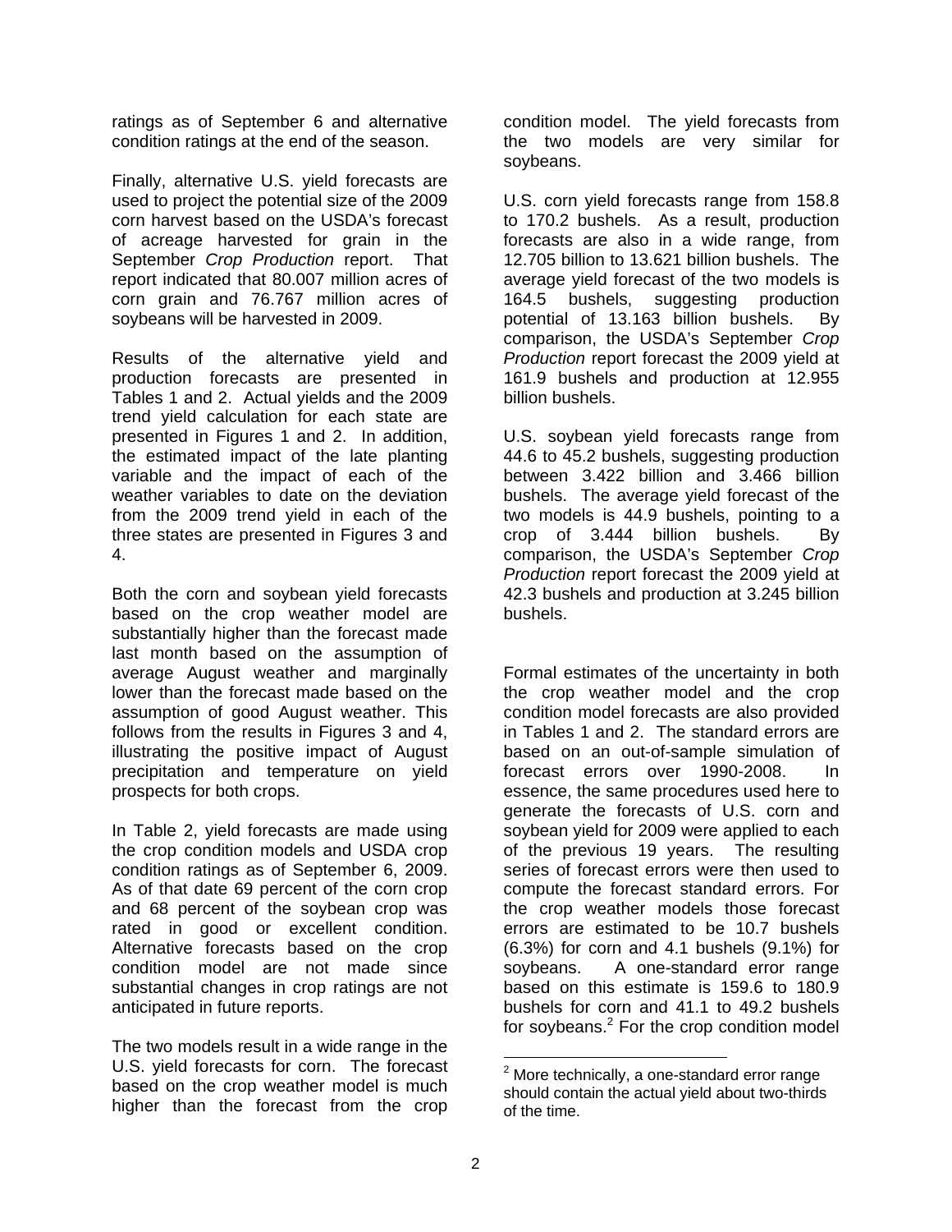ratings as of September 6 and alternative condition ratings at the end of the season.

Finally, alternative U.S. yield forecasts are used to project the potential size of the 2009 corn harvest based on the USDA's forecast of acreage harvested for grain in the September *Crop Production* report. That report indicated that 80.007 million acres of corn grain and 76.767 million acres of soybeans will be harvested in 2009.

Results of the alternative yield and production forecasts are presented in Tables 1 and 2. Actual yields and the 2009 trend yield calculation for each state are presented in Figures 1 and 2. In addition, the estimated impact of the late planting variable and the impact of each of the weather variables to date on the deviation from the 2009 trend yield in each of the three states are presented in Figures 3 and 4.

Both the corn and soybean yield forecasts based on the crop weather model are substantially higher than the forecast made last month based on the assumption of average August weather and marginally lower than the forecast made based on the assumption of good August weather. This follows from the results in Figures 3 and 4, illustrating the positive impact of August precipitation and temperature on yield prospects for both crops.

In Table 2, yield forecasts are made using the crop condition models and USDA crop condition ratings as of September 6, 2009. As of that date 69 percent of the corn crop and 68 percent of the soybean crop was rated in good or excellent condition. Alternative forecasts based on the crop condition model are not made since substantial changes in crop ratings are not anticipated in future reports.

The two models result in a wide range in the U.S. yield forecasts for corn. The forecast based on the crop weather model is much higher than the forecast from the crop condition model. The yield forecasts from the two models are very similar for soybeans.

U.S. corn yield forecasts range from 158.8 to 170.2 bushels. As a result, production forecasts are also in a wide range, from 12.705 billion to 13.621 billion bushels. The average yield forecast of the two models is 164.5 bushels, suggesting production potential of 13.163 billion bushels. By comparison, the USDA's September *Crop Production* report forecast the 2009 yield at 161.9 bushels and production at 12.955 billion bushels.

U.S. soybean yield forecasts range from 44.6 to 45.2 bushels, suggesting production between 3.422 billion and 3.466 billion bushels. The average yield forecast of the two models is 44.9 bushels, pointing to a crop of 3.444 billion bushels. By comparison, the USDA's September *Crop Production* report forecast the 2009 yield at 42.3 bushels and production at 3.245 billion bushels.

Formal estimates of the uncertainty in both the crop weather model and the crop condition model forecasts are also provided in Tables 1 and 2. The standard errors are based on an out-of-sample simulation of forecast errors over 1990-2008. In essence, the same procedures used here to generate the forecasts of U.S. corn and soybean yield for 2009 were applied to each of the previous 19 years. The resulting series of forecast errors were then used to compute the forecast standard errors. For the crop weather models those forecast errors are estimated to be 10.7 bushels (6.3%) for corn and 4.1 bushels (9.1%) for soybeans. A one-standard error range based on this estimate is 159.6 to 180.9 bushels for corn and 41.1 to 49.2 bushels for soybeans.[2] For the crop condition model

[2] More technically, a one-standard error range should contain the actual yield about two-thirds of the time.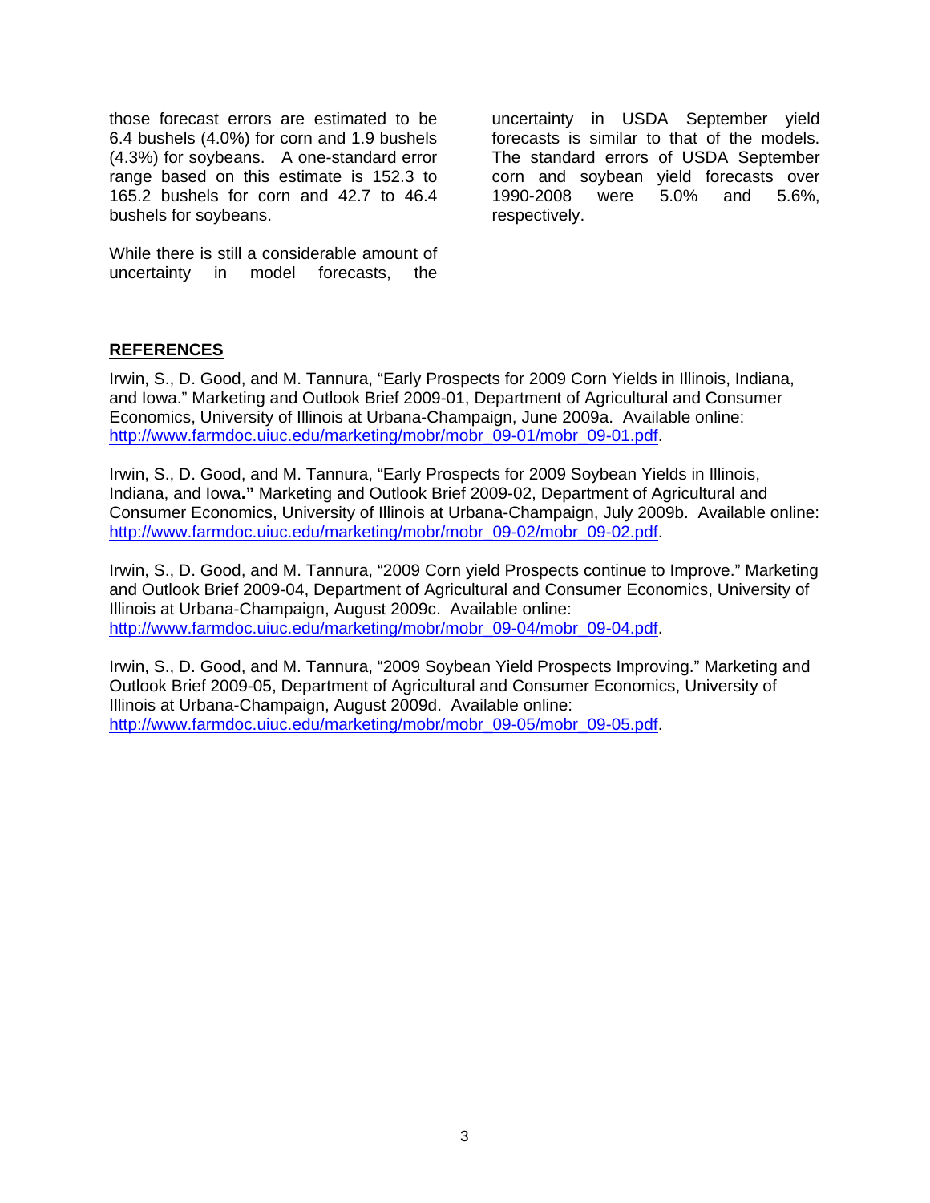those forecast errors are estimated to be 6.4 bushels (4.0%) for corn and 1.9 bushels (4.3%) for soybeans. A one-standard error range based on this estimate is 152.3 to 165.2 bushels for corn and 42.7 to 46.4 bushels for soybeans.

While there is still a considerable amount of uncertainty in model forecasts, the uncertainty in USDA September yield forecasts is similar to that of the models. The standard errors of USDA September corn and soybean yield forecasts over 1990-2008 were 5.0% and 5.6%, respectively.

## REFERENCES

Irwin, S., D. Good, and M. Tannura, "Early Prospects for 2009 Corn Yields in Illinois, Indiana, and Iowa." Marketing and Outlook Brief 2009-01, Department of Agricultural and Consumer Economics, University of Illinois at Urbana-Champaign, June 2009a. Available online: http://www.farmdoc.uiuc.edu/marketing/mobr/mobr_09-01/mobr_09-01.pdf.

Irwin, S., D. Good, and M. Tannura, "Early Prospects for 2009 Soybean Yields in Illinois, Indiana, and Iowa**."** Marketing and Outlook Brief 2009-02, Department of Agricultural and Consumer Economics, University of Illinois at Urbana-Champaign, July 2009b. Available online: http://www.farmdoc.uiuc.edu/marketing/mobr/mobr_09-02/mobr_09-02.pdf.

Irwin, S., D. Good, and M. Tannura, "2009 Corn yield Prospects continue to Improve." Marketing and Outlook Brief 2009-04, Department of Agricultural and Consumer Economics, University of Illinois at Urbana-Champaign, August 2009c. Available online: http://www.farmdoc.uiuc.edu/marketing/mobr/mobr_09-04/mobr_09-04.pdf.

Irwin, S., D. Good, and M. Tannura, "2009 Soybean Yield Prospects Improving." Marketing and Outlook Brief 2009-05, Department of Agricultural and Consumer Economics, University of Illinois at Urbana-Champaign, August 2009d. Available online: http://www.farmdoc.uiuc.edu/marketing/mobr/mobr_09-05/mobr_09-05.pdf.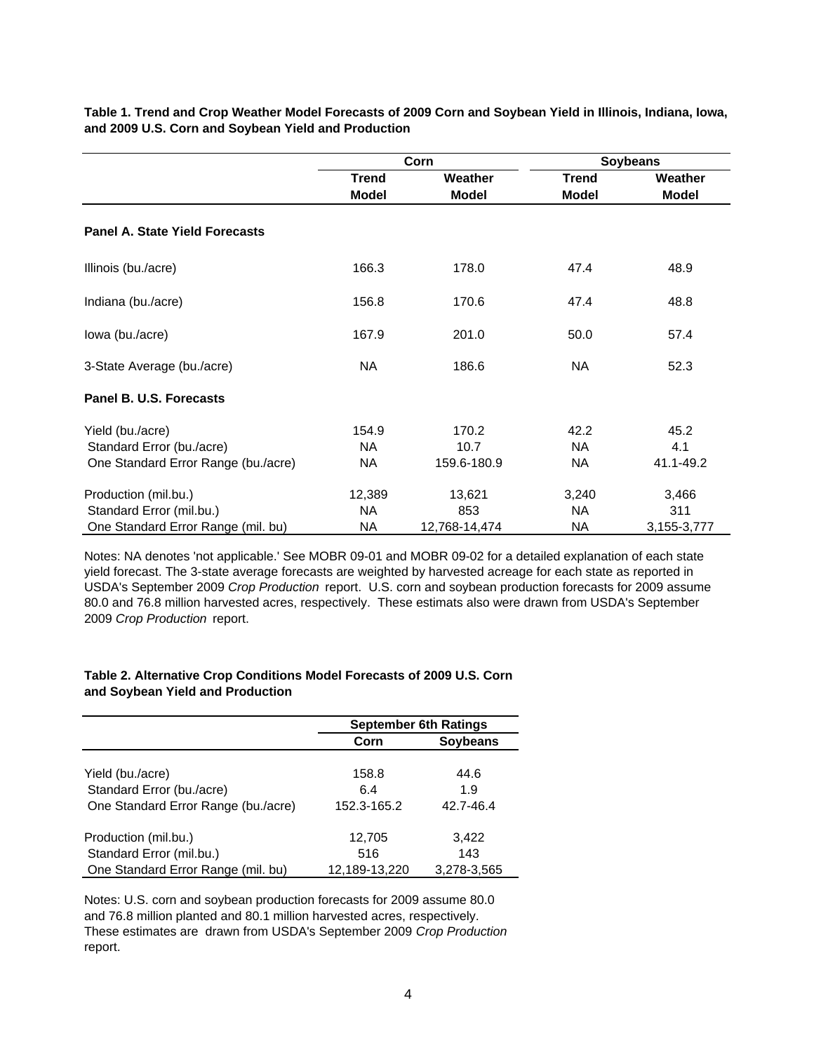**Table 1. Trend and Crop Weather Model Forecasts of 2009 Corn and Soybean Yield in Illinois, Indiana, Iowa, and 2009 U.S. Corn and Soybean Yield and Production**

| | Corn | | Soybeans | |
|---|---|---|---|---|
| | **Trend Model** | **Weather Model** | **Trend Model** | **Weather Model** |
| **Panel A. State Yield Forecasts** | | | | |
| Illinois (bu./acre) | 166.3 | 178.0 | 47.4 | 48.9 |
| Indiana (bu./acre) | 156.8 | 170.6 | 47.4 | 48.8 |
| Iowa (bu./acre) | 167.9 | 201.0 | 50.0 | 57.4 |
| 3-State Average (bu./acre) | NA | 186.6 | NA | 52.3 |
| **Panel B. U.S. Forecasts** | | | | |
| Yield (bu./acre) | 154.9 | 170.2 | 42.2 | 45.2 |
| Standard Error (bu./acre) | NA | 10.7 | NA | 4.1 |
| One Standard Error Range (bu./acre) | NA | 159.6-180.9 | NA | 41.1-49.2 |
| Production (mil.bu.) | 12,389 | 13,621 | 3,240 | 3,466 |
| Standard Error (mil.bu.) | NA | 853 | NA | 311 |
| One Standard Error Range (mil. bu) | NA | 12,768-14,474 | NA | 3,155-3,777 |

Notes: NA denotes 'not applicable.' See MOBR 09-01 and MOBR 09-02 for a detailed explanation of each state yield forecast. The 3-state average forecasts are weighted by harvested acreage for each state as reported in USDA's September 2009 *Crop Production* report. U.S. corn and soybean production forecasts for 2009 assume 80.0 and 76.8 million harvested acres, respectively. These estimats also were drawn from USDA's September 2009 *Crop Production* report.

**Table 2. Alternative Crop Conditions Model Forecasts of 2009 U.S. Corn and Soybean Yield and Production**

| | September 6th Ratings | |
|---|---|---|
| | **Corn** | **Soybeans** |
| Yield (bu./acre) | 158.8 | 44.6 |
| Standard Error (bu./acre) | 6.4 | 1.9 |
| One Standard Error Range (bu./acre) | 152.3-165.2 | 42.7-46.4 |
| Production (mil.bu.) | 12,705 | 3,422 |
| Standard Error (mil.bu.) | 516 | 143 |
| One Standard Error Range (mil. bu) | 12,189-13,220 | 3,278-3,565 |

Notes: U.S. corn and soybean production forecasts for 2009 assume 80.0 and 76.8 million planted and 80.1 million harvested acres, respectively. These estimates are drawn from USDA's September 2009 *Crop Production* report.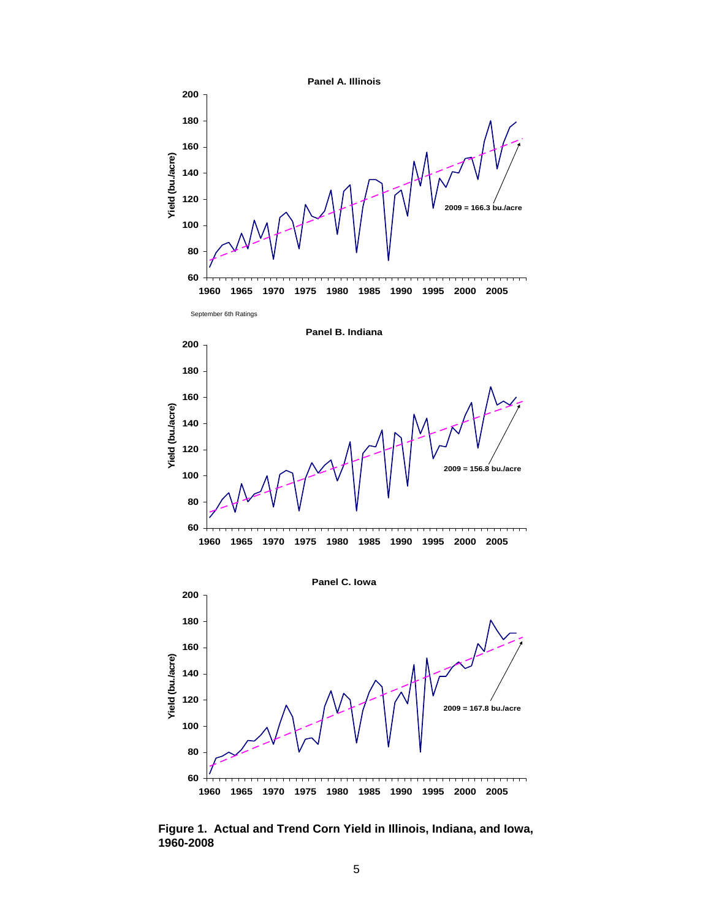**Panel A. Illinois**

2009 = 166.3 bu./acre

September 6th Ratings

**Panel B. Indiana**

2009 = 156.8 bu./acre

**Panel C. Iowa**

2009 = 167.8 bu./acre

**Figure 1. Actual and Trend Corn Yield in Illinois, Indiana, and Iowa, 1960-2008**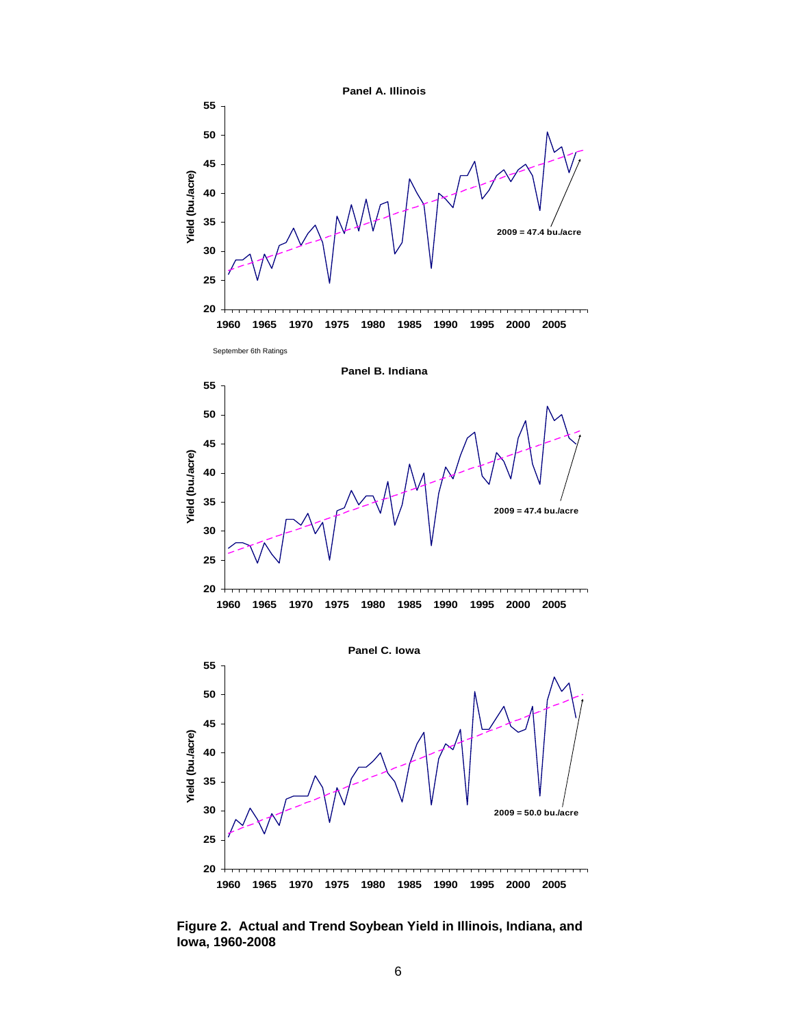**Panel A. Illinois**

2009 = 47.4 bu./acre

September 6th Ratings

**Panel B. Indiana**

2009 = 47.4 bu./acre

**Panel C. Iowa**

2009 = 50.0 bu./acre

**Figure 2. Actual and Trend Soybean Yield in Illinois, Indiana, and Iowa, 1960-2008**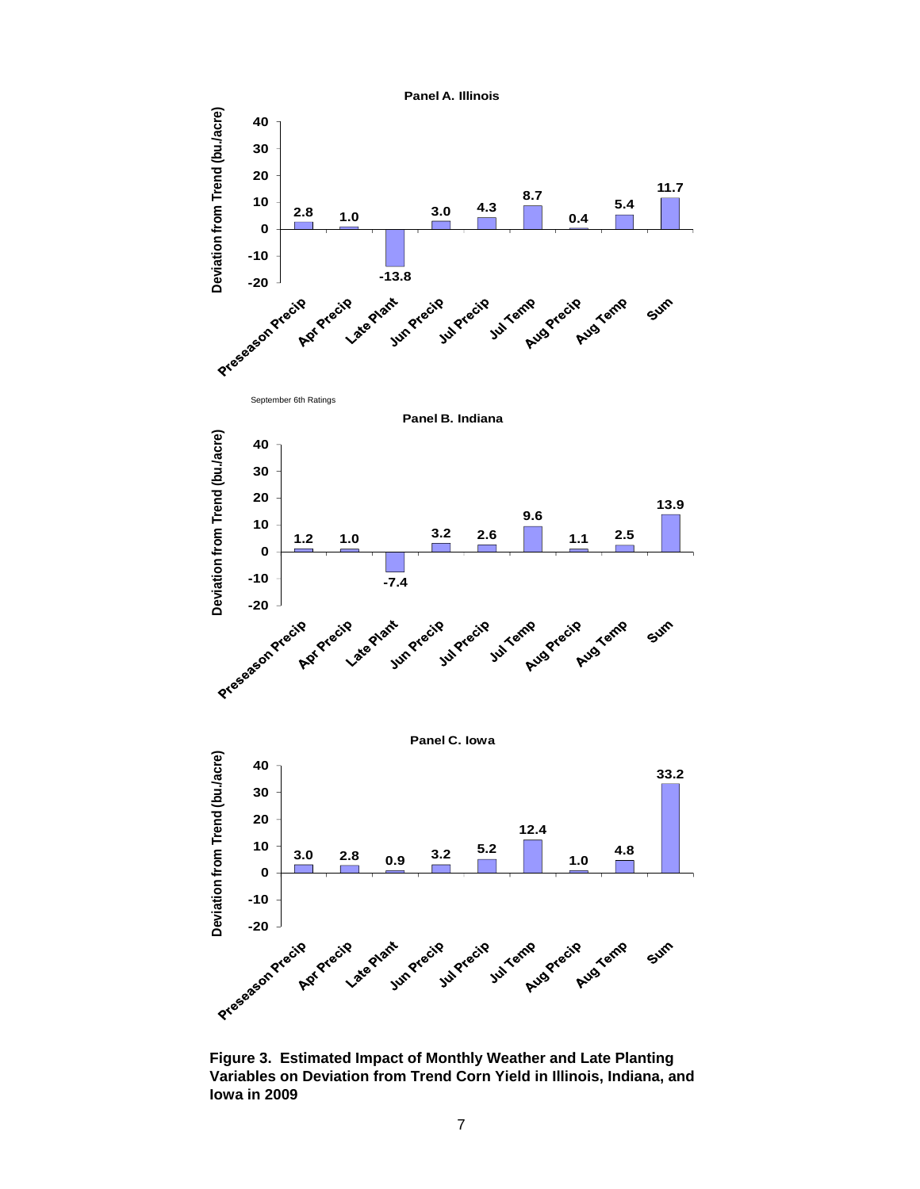**Panel A. Illinois**

| Variable | Deviation from Trend (bu./acre) |
|---|---|
| Preseason Precip | 2.8 |
| Apr Precip | 1.0 |
| Late Plant | -13.8 |
| Jun Precip | 3.0 |
| Jul Precip | 4.3 |
| Jul Temp | 8.7 |
| Aug Precip | 0.4 |
| Aug Temp | 5.4 |
| Sum | 11.7 |

September 6th Ratings

**Panel B. Indiana**

| Variable | Deviation from Trend (bu./acre) |
|---|---|
| Preseason Precip | 1.2 |
| Apr Precip | 1.0 |
| Late Plant | -7.4 |
| Jun Precip | 3.2 |
| Jul Precip | 2.6 |
| Jul Temp | 9.6 |
| Aug Precip | 1.1 |
| Aug Temp | 2.5 |
| Sum | 13.9 |

**Panel C. Iowa**

| Variable | Deviation from Trend (bu./acre) |
|---|---|
| Preseason Precip | 3.0 |
| Apr Precip | 2.8 |
| Late Plant | 0.9 |
| Jun Precip | 3.2 |
| Jul Precip | 5.2 |
| Jul Temp | 12.4 |
| Aug Precip | 1.0 |
| Aug Temp | 4.8 |
| Sum | 33.2 |

**Figure 3. Estimated Impact of Monthly Weather and Late Planting Variables on Deviation from Trend Corn Yield in Illinois, Indiana, and Iowa in 2009**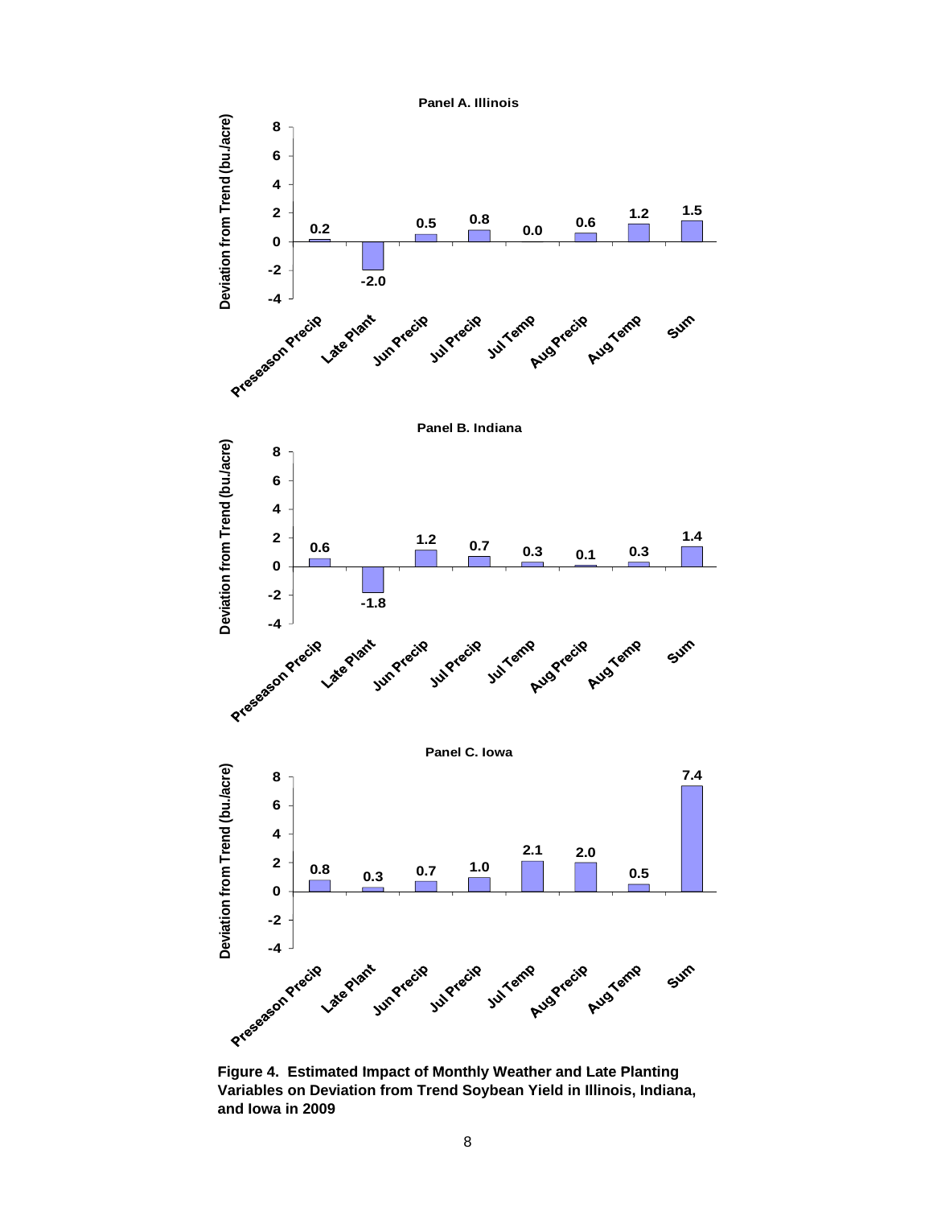Panel A. Illinois

Deviation from Trend (bu./acre)

8
6
4
2
0
-2
-4

0.2
-2.0
0.5
0.8
0.0
0.6
1.2
1.5

Preseason Precip
Late Plant
Jun Precip
Jul Precip
Jul Temp
Aug Precip
Aug Temp
Sum

Panel B. Indiana

Deviation from Trend (bu./acre)

8
6
4
2
0
-2
-4

0.6
-1.8
1.2
0.7
0.3
0.1
0.3
1.4

Preseason Precip
Late Plant
Jun Precip
Jul Precip
Jul Temp
Aug Precip
Aug Temp
Sum

Panel C. Iowa

Deviation from Trend (bu./acre)

8
6
4
2
0
-2
-4

0.8
0.3
0.7
1.0
2.1
2.0
0.5
7.4

Preseason Precip
Late Plant
Jun Precip
Jul Precip
Jul Temp
Aug Precip
Aug Temp
Sum

**Figure 4. Estimated Impact of Monthly Weather and Late Planting Variables on Deviation from Trend Soybean Yield in Illinois, Indiana, and Iowa in 2009**